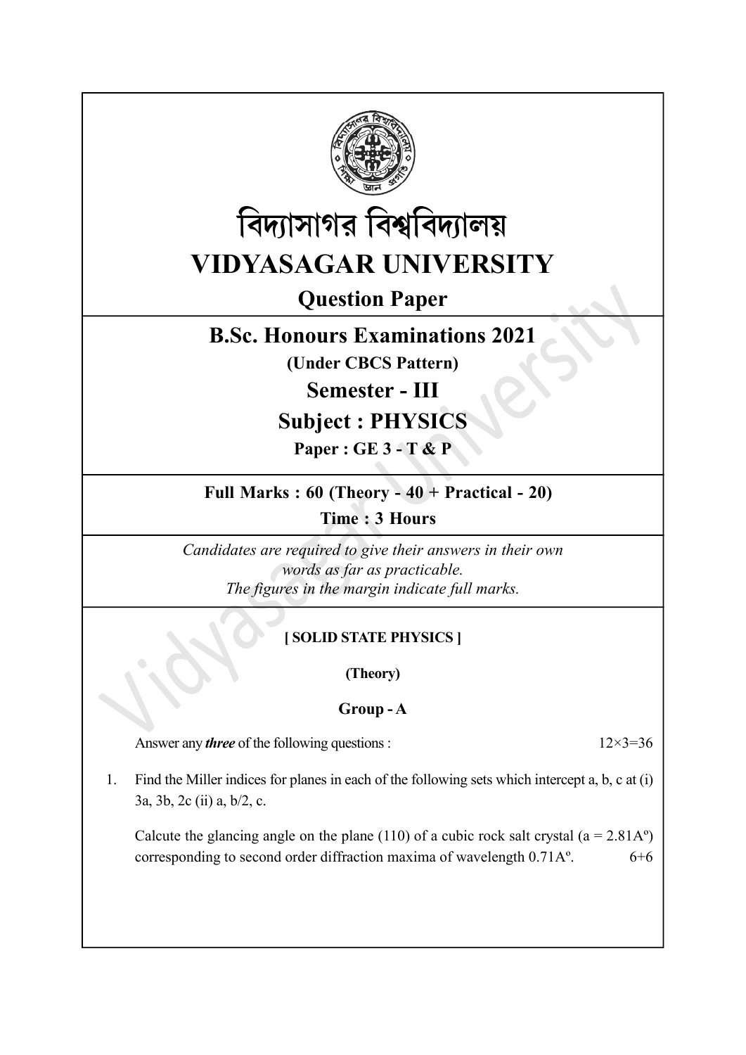# বিদ্যাসাগর বিশ্ববিদ্যালয়

# VIDYASAGAR UNIVERSITY

## Question Paper

## B.Sc. Honours Examinations 2021

**(Under CBCS Pattern)**

## Semester - III

## Subject : PHYSICS

**Paper : GE 3 - T & P**

**Full Marks : 60 (Theory - 40 + Practical - 20)**

**Time : 3 Hours**

*Candidates are required to give their answers in their own words as far as practicable.*
*The figures in the margin indicate full marks.*

**[ SOLID STATE PHYSICS ]**

**(Theory)**

**Group - A**

Answer any ***three*** of the following questions : 12×3=36

1. Find the Miller indices for planes in each of the following sets which intercept a, b, c at (i) 3a, 3b, 2c (ii) a, b/2, c.

   Calcute the glancing angle on the plane (110) of a cubic rock salt crystal (a = 2.81Aº) corresponding to second order diffraction maxima of wavelength 0.71Aº. 6+6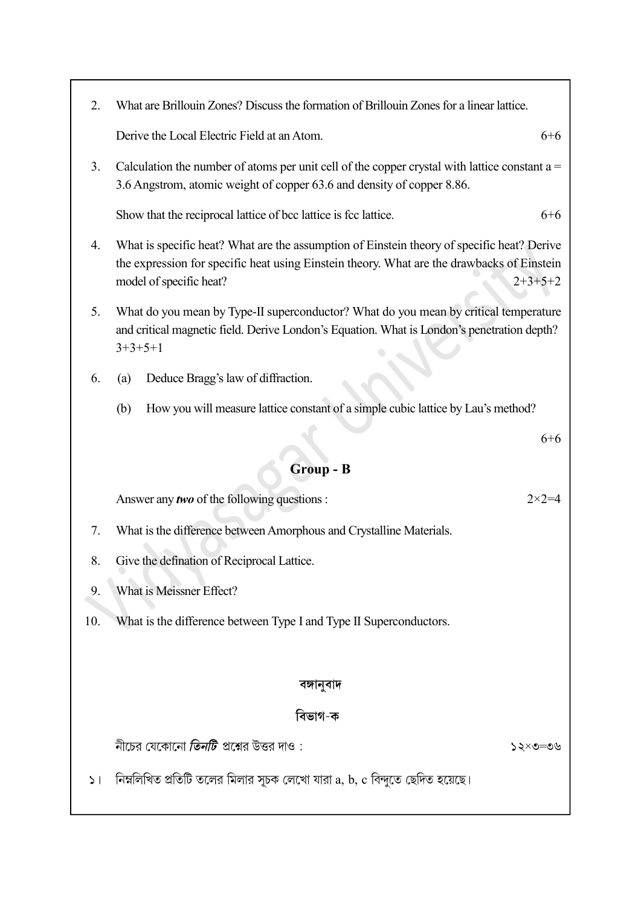2. What are Brillouin Zones? Discuss the formation of Brillouin Zones for a linear lattice.

   Derive the Local Electric Field at an Atom. 6+6

3. Calculation the number of atoms per unit cell of the copper crystal with lattice constant a = 3.6 Angstrom, atomic weight of copper 63.6 and density of copper 8.86.

   Show that the reciprocal lattice of bcc lattice is fcc lattice. 6+6

4. What is specific heat? What are the assumption of Einstein theory of specific heat? Derive the expression for specific heat using Einstein theory. What are the drawbacks of Einstein model of specific heat? 2+3+5+2

5. What do you mean by Type-II superconductor? What do you mean by critical temperature and critical magnetic field. Derive London's Equation. What is London's penetration depth? 3+3+5+1

6. (a) Deduce Bragg's law of diffraction.

   (b) How you will measure lattice constant of a simple cubic lattice by Lau's method?

   6+6

## Group - B

Answer any ***two*** of the following questions : 2×2=4

7. What is the difference between Amorphous and Crystalline Materials.

8. Give the defination of Reciprocal Lattice.

9. What is Meissner Effect?

10. What is the difference between Type I and Type II Superconductors.

## বঙ্গানুবাদ

### বিভাগ-ক

নীচের যেকোনো ***তিনটি*** প্রশ্নের উত্তর দাও : ১২×৩=৩৬

১। নিম্নলিখিত প্রতিটি তলের মিলার সূচক লেখো যারা a, b, c বিন্দুতে ছেদিত হয়েছে।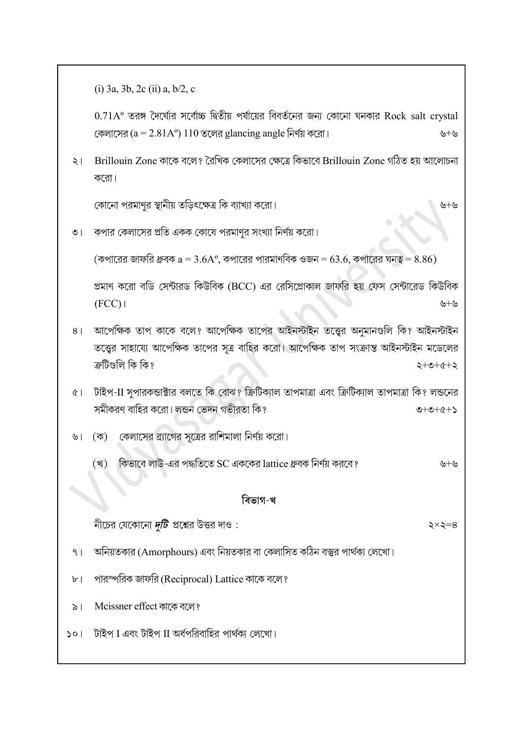(i) 3a, 3b, 2c (ii) a, b/2, c

$0.71A^o$ তরঙ্গ দৈর্ঘ্যের সর্বোচ্চ দ্বিতীয় পর্যায়ের বিবর্তনের জন্য কোনো ঘনকার Rock salt crystal কেলাসের ($a = 2.81A^o$) 110 তলের glancing angle নির্ণয় করো। ৬+৬

২। Brillouin Zone কাকে বলে? রৈখিক কেলাসের ক্ষেত্রে কিভাবে Brillouin Zone গঠিত হয় আলোচনা করো।

কোনো পরমাণুর স্থানীয় তড়িৎক্ষেত্র কি ব্যাখ্যা করো। ৬+৬

৩। কপার কেলাসের প্রতি একক কোষে পরমাণুর সংখ্যা নির্ণয় করো।

(কপারের জাফরি ধ্রুবক $a = 3.6A^o$, কপারের পারমাণবিক ওজন = 63.6, কপারের ঘনত্ব = 8.86)

প্রমাণ করো বডি সেন্টারড কিউবিক (BCC) এর রেসিপ্রোকাল জাফরি হয় ফেস সেন্টারেড কিউবিক (FCC)। ৬+৬

৪। আপেক্ষিক তাপ কাকে বলে? আপেক্ষিক তাপের আইনস্টাইন তত্ত্বের অনুমানগুলি কি? আইনস্টাইন তত্ত্বের সাহায্যে আপেক্ষিক তাপের সূত্র বাহির করো। আপেক্ষিক তাপ সংক্রান্ত আইনস্টাইন মডেলের ত্রুটিগুলি কি কি? ২+৩+৫+২

৫। টাইপ-II সুপারকন্ডাক্টার বলতে কি বোঝ? ক্রিটিক্যাল তাপমাত্রা এবং ক্রিটিক্যাল তাপমাত্রা কি? লন্ডনের সমীকরণ বাহির করো। লন্ডন ভেদন গভীরতা কি? ৩+৩+৫+১

৬। (ক) কেলাসের ব্র্যাগের সূত্রের রাশিমালা নির্ণয় করো।

(খ) কিভাবে লাউ-এর পদ্ধতিতে SC এককের lattice ধ্রুবক নির্ণয় করবে? ৬+৬

## বিভাগ-খ

নীচের যেকোনো ***দুটি*** প্রশ্নের উত্তর দাও : ২×২=৪

৭। অনিয়তকার (Amorphours) এবং নিয়তকার বা কেলাসিত কঠিন বস্তুর পার্থক্য লেখো।

৮। পারস্পরিক জাফরি (Reciprocal) Lattice কাকে বলে?

৯। Mcissner effect কাকে বলে?

১০। টাইপ I এবং টাইপ II অর্ধপরিবাহির পার্থক্য লেখো।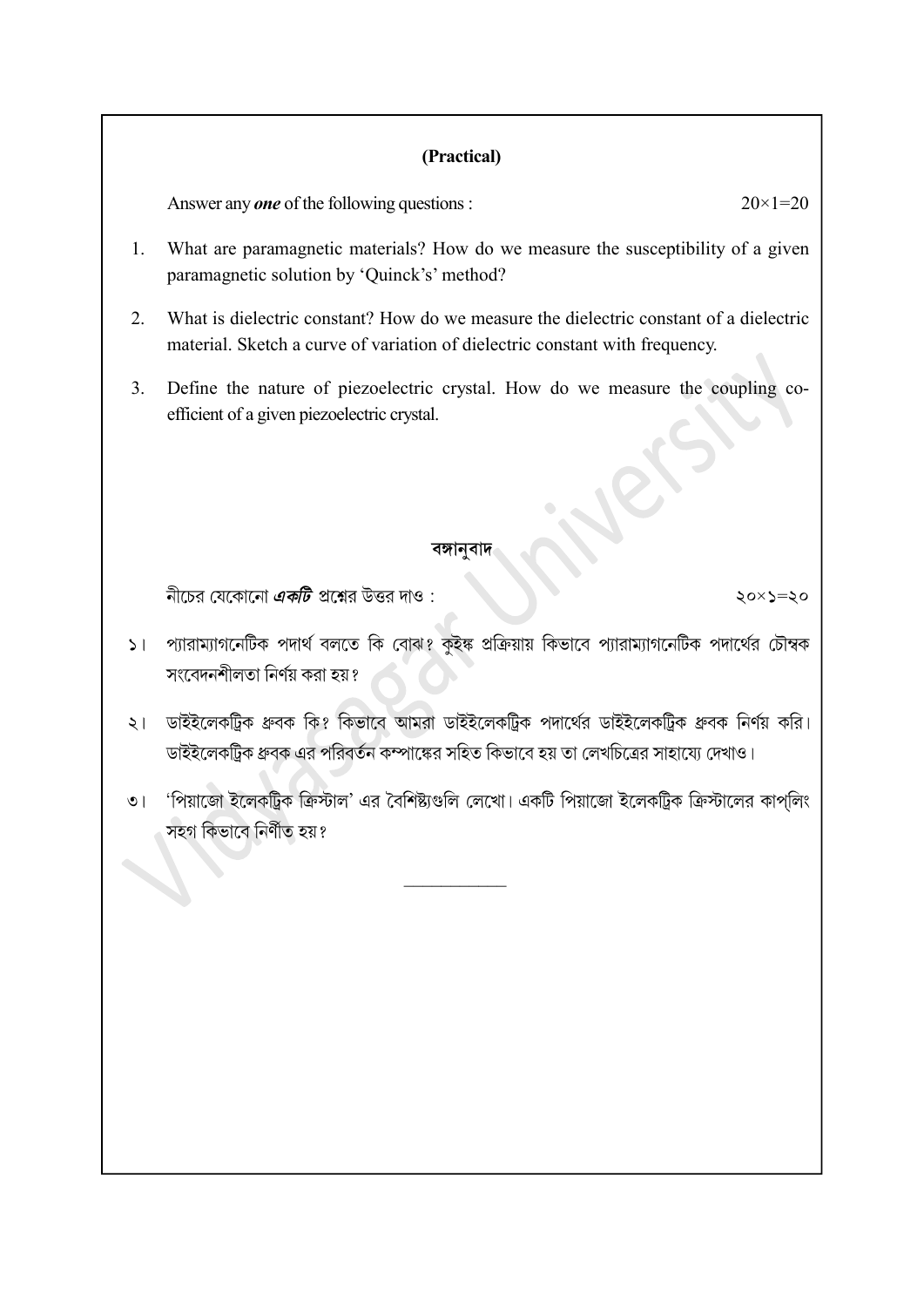## (Practical)

Answer any ***one*** of the following questions : 20×1=20

1. What are paramagnetic materials? How do we measure the susceptibility of a given paramagnetic solution by 'Quinck's' method?

2. What is dielectric constant? How do we measure the dielectric constant of a dielectric material. Sketch a curve of variation of dielectric constant with frequency.

3. Define the nature of piezoelectric crystal. How do we measure the coupling co-efficient of a given piezoelectric crystal.

## বঙ্গানুবাদ

নীচের যেকোনো ***একটি*** প্রশ্নের উত্তর দাও : ২০×১=২০

১। প্যারাম্যাগনেটিক পদার্থ বলতে কি বোঝ? কুইঙ্ক প্রক্রিয়ায় কিভাবে প্যারাম্যাগনেটিক পদার্থের চৌম্বক সংবেদনশীলতা নির্ণয় করা হয়?

২। ডাইইলেকট্রিক ধ্রুবক কি? কিভাবে আমরা ডাইইলেকট্রিক পদার্থের ডাইইলেকট্রিক ধ্রুবক নির্ণয় করি। ডাইইলেকট্রিক ধ্রুবক এর পরিবর্তন কম্পাঙ্কের সহিত কিভাবে হয় তা লেখচিত্রের সাহায্যে দেখাও।

৩। 'পিয়াজো ইলেকট্রিক ক্রিস্টাল' এর বৈশিষ্ট্যগুলি লেখো। একটি পিয়াজো ইলেকট্রিক ক্রিস্টালের কাপ্‌লিং সহগ কিভাবে নির্ণীত হয়?

---